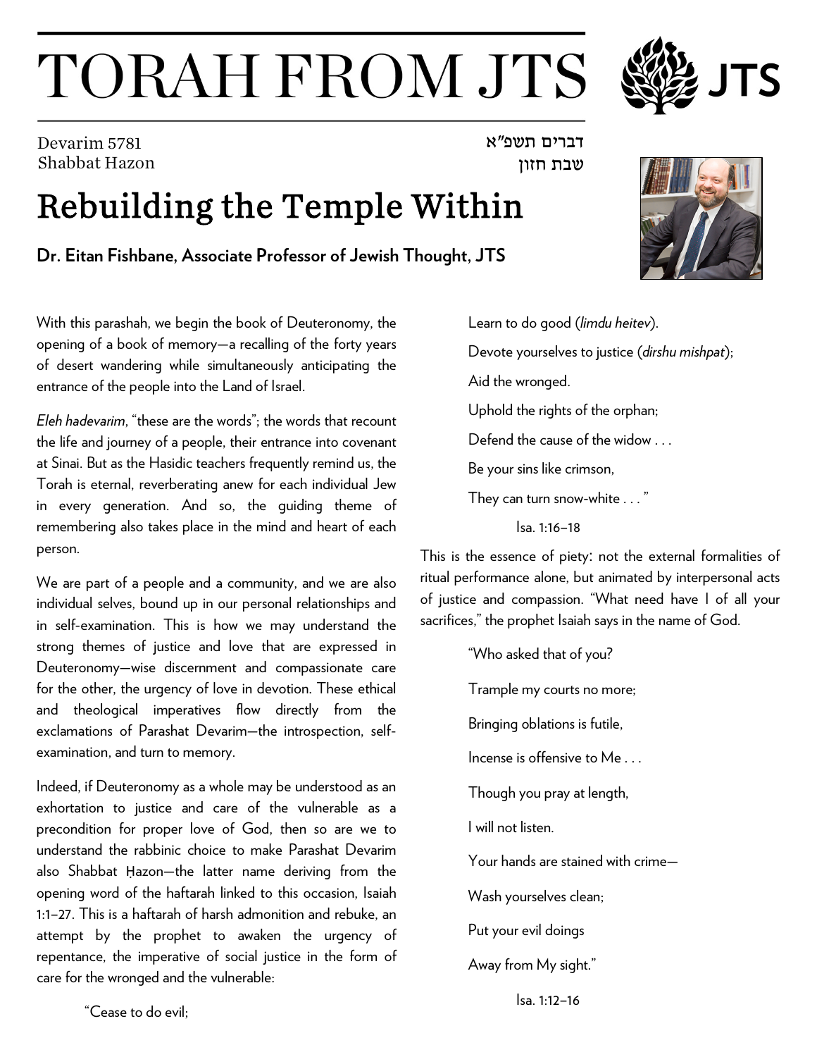# TORAH FROM JTS

Devarim 5781
Shabbat Hazon

דברים תשפ״א
שבת חזון

## Rebuilding the Temple Within

**Dr. Eitan Fishbane, Associate Professor of Jewish Thought, JTS**

With this parashah, we begin the book of Deuteronomy, the opening of a book of memory—a recalling of the forty years of desert wandering while simultaneously anticipating the entrance of the people into the Land of Israel.

*Eleh hadevarim*, "these are the words"; the words that recount the life and journey of a people, their entrance into covenant at Sinai. But as the Hasidic teachers frequently remind us, the Torah is eternal, reverberating anew for each individual Jew in every generation. And so, the guiding theme of remembering also takes place in the mind and heart of each person.

We are part of a people and a community, and we are also individual selves, bound up in our personal relationships and in self-examination. This is how we may understand the strong themes of justice and love that are expressed in Deuteronomy—wise discernment and compassionate care for the other, the urgency of love in devotion. These ethical and theological imperatives flow directly from the exclamations of Parashat Devarim—the introspection, self-examination, and turn to memory.

Indeed, if Deuteronomy as a whole may be understood as an exhortation to justice and care of the vulnerable as a precondition for proper love of God, then so are we to understand the rabbinic choice to make Parashat Devarim also Shabbat Ḥazon—the latter name deriving from the opening word of the haftarah linked to this occasion, Isaiah 1:1–27. This is a haftarah of harsh admonition and rebuke, an attempt by the prophet to awaken the urgency of repentance, the imperative of social justice in the form of care for the wronged and the vulnerable:

> "Cease to do evil;
>
> Learn to do good (*limdu heitev*).
>
> Devote yourselves to justice (*dirshu mishpat*);
>
> Aid the wronged.
>
> Uphold the rights of the orphan;
>
> Defend the cause of the widow . . .
>
> Be your sins like crimson,
>
> They can turn snow-white . . . "
>
> Isa. 1:16–18

This is the essence of piety: not the external formalities of ritual performance alone, but animated by interpersonal acts of justice and compassion. "What need have I of all your sacrifices," the prophet Isaiah says in the name of God.

> "Who asked that of you?
>
> Trample my courts no more;
>
> Bringing oblations is futile,
>
> Incense is offensive to Me . . .
>
> Though you pray at length,
>
> I will not listen.
>
> Your hands are stained with crime—
>
> Wash yourselves clean;
>
> Put your evil doings
>
> Away from My sight."
>
> Isa. 1:12–16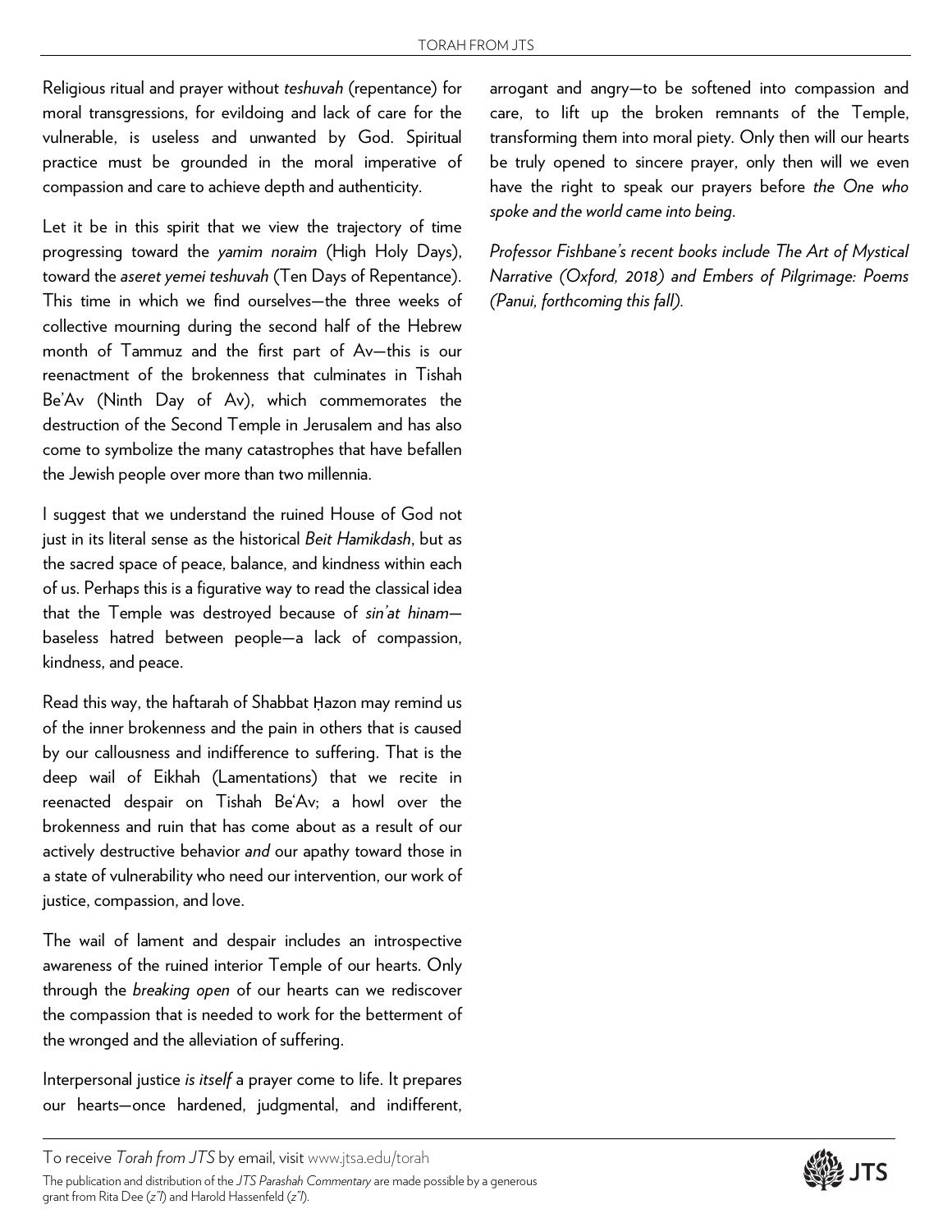Religious ritual and prayer without *teshuvah* (repentance) for moral transgressions, for evildoing and lack of care for the vulnerable, is useless and unwanted by God. Spiritual practice must be grounded in the moral imperative of compassion and care to achieve depth and authenticity.

Let it be in this spirit that we view the trajectory of time progressing toward the *yamim noraim* (High Holy Days), toward the *aseret yemei teshuvah* (Ten Days of Repentance). This time in which we find ourselves—the three weeks of collective mourning during the second half of the Hebrew month of Tammuz and the first part of Av—this is our reenactment of the brokenness that culminates in Tishah Be'Av (Ninth Day of Av), which commemorates the destruction of the Second Temple in Jerusalem and has also come to symbolize the many catastrophes that have befallen the Jewish people over more than two millennia.

I suggest that we understand the ruined House of God not just in its literal sense as the historical *Beit Hamikdash*, but as the sacred space of peace, balance, and kindness within each of us. Perhaps this is a figurative way to read the classical idea that the Temple was destroyed because of *sin'at hinam*—baseless hatred between people—a lack of compassion, kindness, and peace.

Read this way, the haftarah of Shabbat Ḥazon may remind us of the inner brokenness and the pain in others that is caused by our callousness and indifference to suffering. That is the deep wail of Eikhah (Lamentations) that we recite in reenacted despair on Tishah Be'Av; a howl over the brokenness and ruin that has come about as a result of our actively destructive behavior *and* our apathy toward those in a state of vulnerability who need our intervention, our work of justice, compassion, and love.

The wail of lament and despair includes an introspective awareness of the ruined interior Temple of our hearts. Only through the *breaking open* of our hearts can we rediscover the compassion that is needed to work for the betterment of the wronged and the alleviation of suffering.

Interpersonal justice *is itself* a prayer come to life. It prepares our hearts—once hardened, judgmental, and indifferent, arrogant and angry—to be softened into compassion and care, to lift up the broken remnants of the Temple, transforming them into moral piety. Only then will our hearts be truly opened to sincere prayer, only then will we even have the right to speak our prayers before *the One who spoke and the world came into being*.

*Professor Fishbane's recent books include The Art of Mystical Narrative (Oxford, 2018) and Embers of Pilgrimage: Poems (Panui, forthcoming this fall).*

To receive *Torah from JTS* by email, visit www.jtsa.edu/torah

The publication and distribution of the *JTS Parashah Commentary* are made possible by a generous grant from Rita Dee (*z"l*) and Harold Hassenfeld (*z"l*).